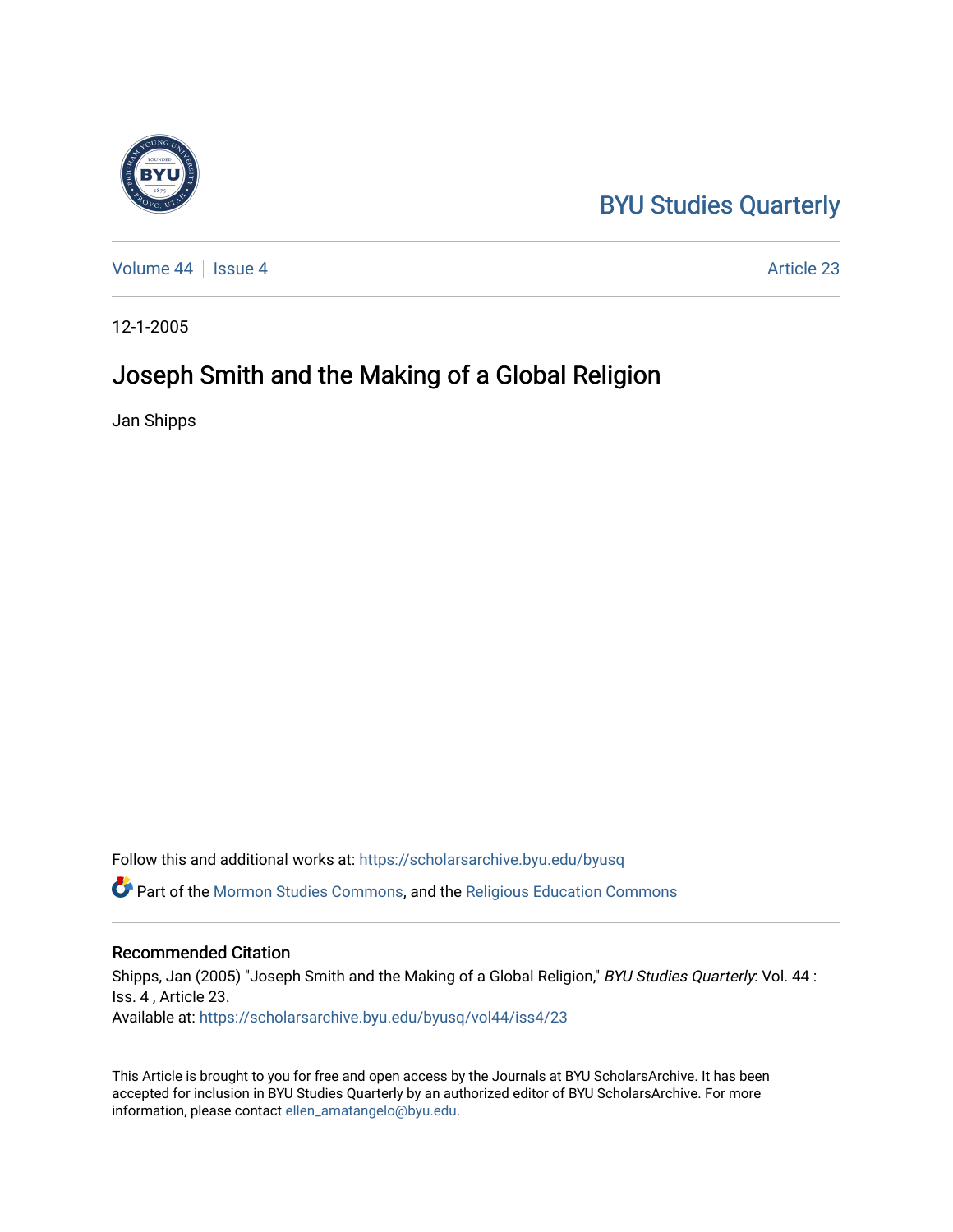BYU Studies Quarterly

Volume 44 | Issue 4 | Article 23

12-1-2005

# Joseph Smith and the Making of a Global Religion

Jan Shipps

Follow this and additional works at: https://scholarsarchive.byu.edu/byusq

Part of the Mormon Studies Commons, and the Religious Education Commons

## Recommended Citation

Shipps, Jan (2005) "Joseph Smith and the Making of a Global Religion," *BYU Studies Quarterly*: Vol. 44 : Iss. 4 , Article 23.
Available at: https://scholarsarchive.byu.edu/byusq/vol44/iss4/23

This Article is brought to you for free and open access by the Journals at BYU ScholarsArchive. It has been accepted for inclusion in BYU Studies Quarterly by an authorized editor of BYU ScholarsArchive. For more information, please contact ellen_amatangelo@byu.edu.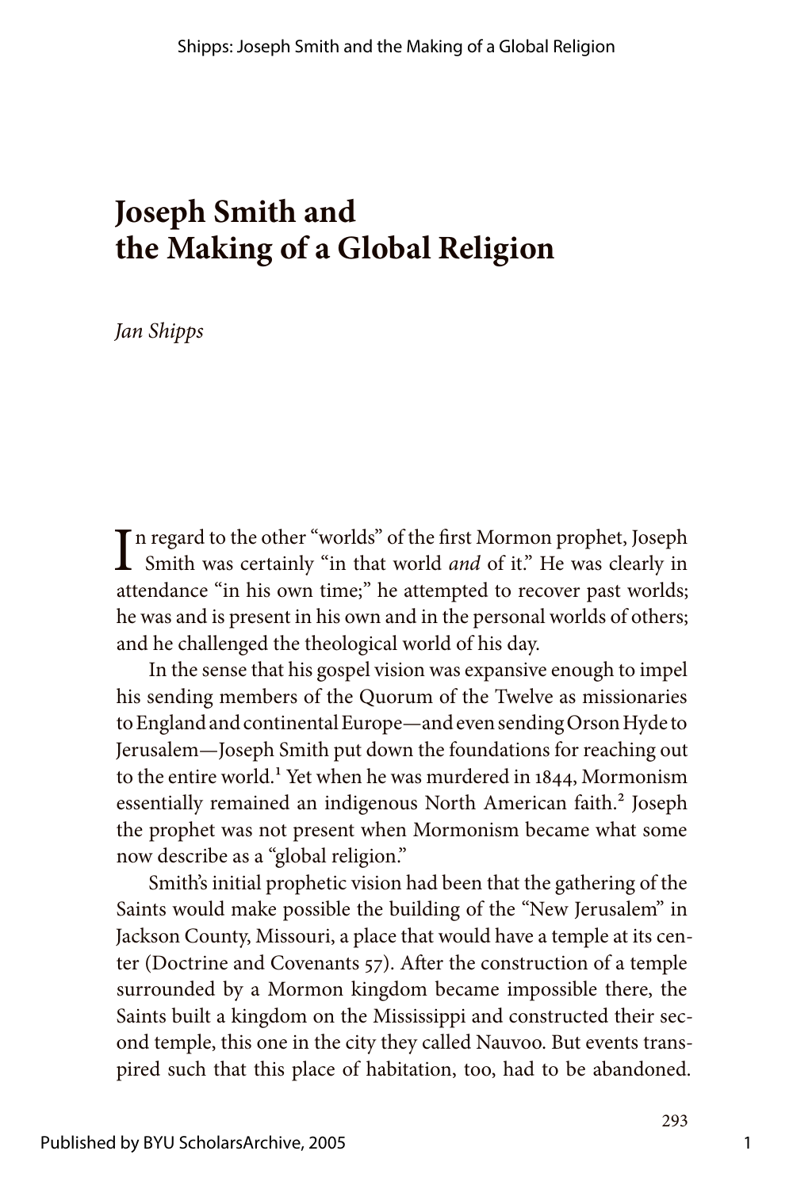# Joseph Smith and the Making of a Global Religion

*Jan Shipps*

In regard to the other "worlds" of the first Mormon prophet, Joseph Smith was certainly "in that world *and* of it." He was clearly in attendance "in his own time;" he attempted to recover past worlds; he was and is present in his own and in the personal worlds of others; and he challenged the theological world of his day.

In the sense that his gospel vision was expansive enough to impel his sending members of the Quorum of the Twelve as missionaries to England and continental Europe—and even sending Orson Hyde to Jerusalem—Joseph Smith put down the foundations for reaching out to the entire world.[1] Yet when he was murdered in 1844, Mormonism essentially remained an indigenous North American faith.[2] Joseph the prophet was not present when Mormonism became what some now describe as a "global religion."

Smith's initial prophetic vision had been that the gathering of the Saints would make possible the building of the "New Jerusalem" in Jackson County, Missouri, a place that would have a temple at its center (Doctrine and Covenants 57). After the construction of a temple surrounded by a Mormon kingdom became impossible there, the Saints built a kingdom on the Mississippi and constructed their second temple, this one in the city they called Nauvoo. But events transpired such that this place of habitation, too, had to be abandoned.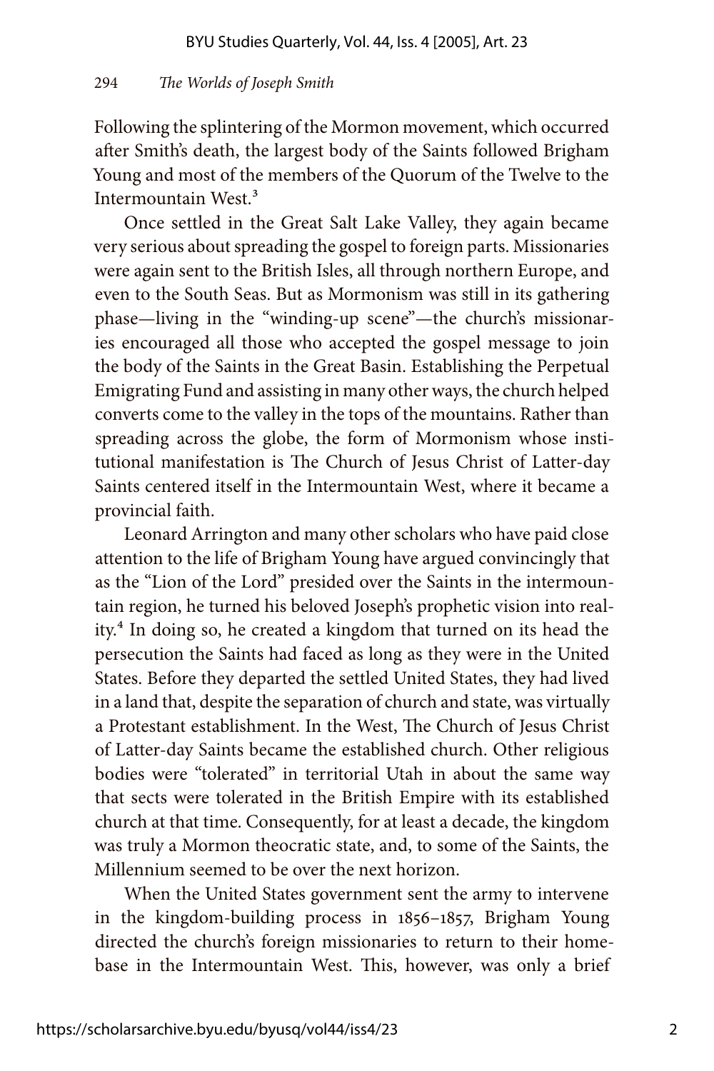Following the splintering of the Mormon movement, which occurred after Smith's death, the largest body of the Saints followed Brigham Young and most of the members of the Quorum of the Twelve to the Intermountain West.[3]

Once settled in the Great Salt Lake Valley, they again became very serious about spreading the gospel to foreign parts. Missionaries were again sent to the British Isles, all through northern Europe, and even to the South Seas. But as Mormonism was still in its gathering phase—living in the "winding-up scene"—the church's missionaries encouraged all those who accepted the gospel message to join the body of the Saints in the Great Basin. Establishing the Perpetual Emigrating Fund and assisting in many other ways, the church helped converts come to the valley in the tops of the mountains. Rather than spreading across the globe, the form of Mormonism whose institutional manifestation is The Church of Jesus Christ of Latter-day Saints centered itself in the Intermountain West, where it became a provincial faith.

Leonard Arrington and many other scholars who have paid close attention to the life of Brigham Young have argued convincingly that as the "Lion of the Lord" presided over the Saints in the intermountain region, he turned his beloved Joseph's prophetic vision into reality.[4] In doing so, he created a kingdom that turned on its head the persecution the Saints had faced as long as they were in the United States. Before they departed the settled United States, they had lived in a land that, despite the separation of church and state, was virtually a Protestant establishment. In the West, The Church of Jesus Christ of Latter-day Saints became the established church. Other religious bodies were "tolerated" in territorial Utah in about the same way that sects were tolerated in the British Empire with its established church at that time. Consequently, for at least a decade, the kingdom was truly a Mormon theocratic state, and, to some of the Saints, the Millennium seemed to be over the next horizon.

When the United States government sent the army to intervene in the kingdom-building process in 1856–1857, Brigham Young directed the church's foreign missionaries to return to their homebase in the Intermountain West. This, however, was only a brief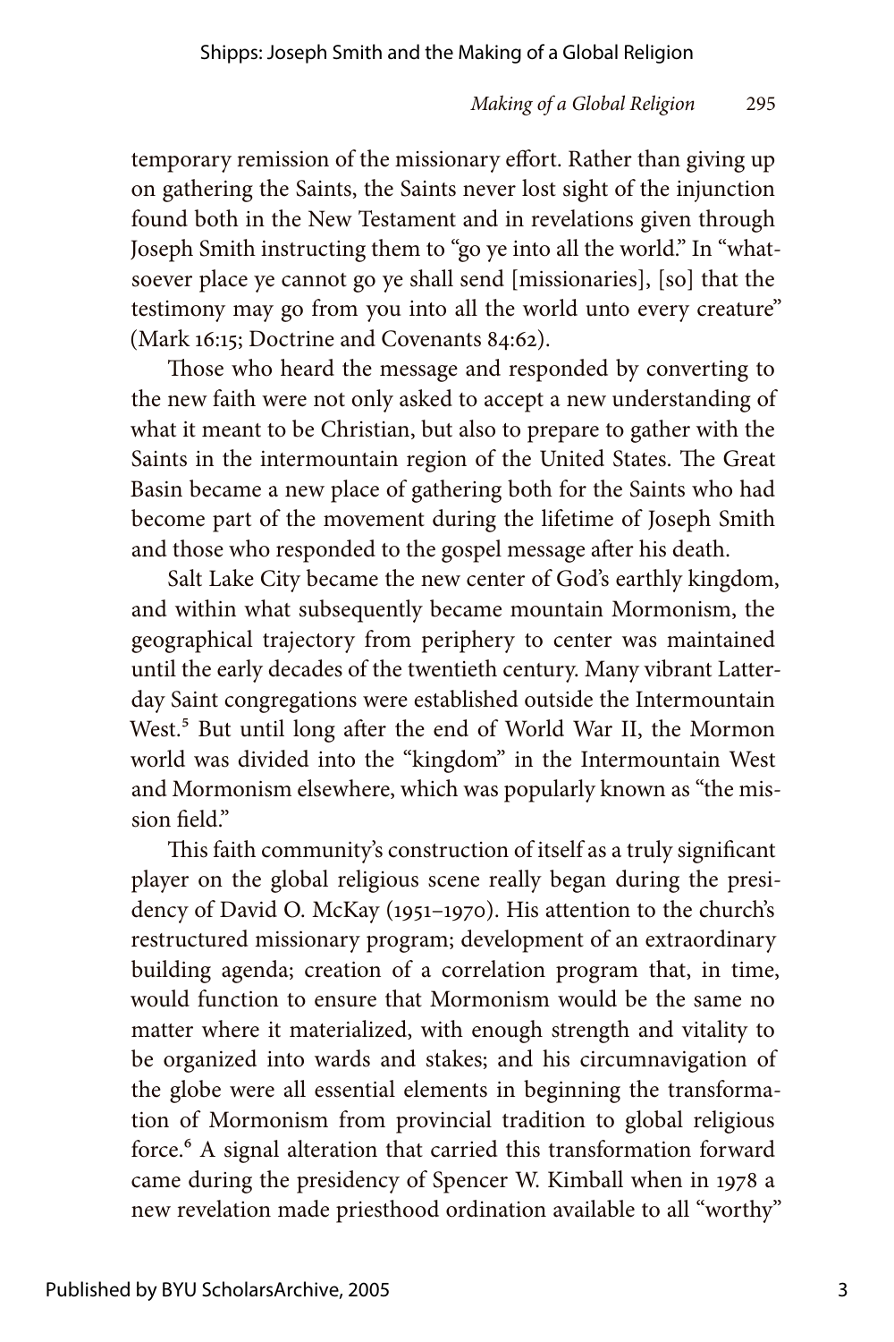temporary remission of the missionary effort. Rather than giving up on gathering the Saints, the Saints never lost sight of the injunction found both in the New Testament and in revelations given through Joseph Smith instructing them to "go ye into all the world." In "whatsoever place ye cannot go ye shall send [missionaries], [so] that the testimony may go from you into all the world unto every creature" (Mark 16:15; Doctrine and Covenants 84:62).

Those who heard the message and responded by converting to the new faith were not only asked to accept a new understanding of what it meant to be Christian, but also to prepare to gather with the Saints in the intermountain region of the United States. The Great Basin became a new place of gathering both for the Saints who had become part of the movement during the lifetime of Joseph Smith and those who responded to the gospel message after his death.

Salt Lake City became the new center of God's earthly kingdom, and within what subsequently became mountain Mormonism, the geographical trajectory from periphery to center was maintained until the early decades of the twentieth century. Many vibrant Latter-day Saint congregations were established outside the Intermountain West.[5] But until long after the end of World War II, the Mormon world was divided into the "kingdom" in the Intermountain West and Mormonism elsewhere, which was popularly known as "the mission field."

This faith community's construction of itself as a truly significant player on the global religious scene really began during the presidency of David O. McKay (1951–1970). His attention to the church's restructured missionary program; development of an extraordinary building agenda; creation of a correlation program that, in time, would function to ensure that Mormonism would be the same no matter where it materialized, with enough strength and vitality to be organized into wards and stakes; and his circumnavigation of the globe were all essential elements in beginning the transformation of Mormonism from provincial tradition to global religious force.[6] A signal alteration that carried this transformation forward came during the presidency of Spencer W. Kimball when in 1978 a new revelation made priesthood ordination available to all "worthy"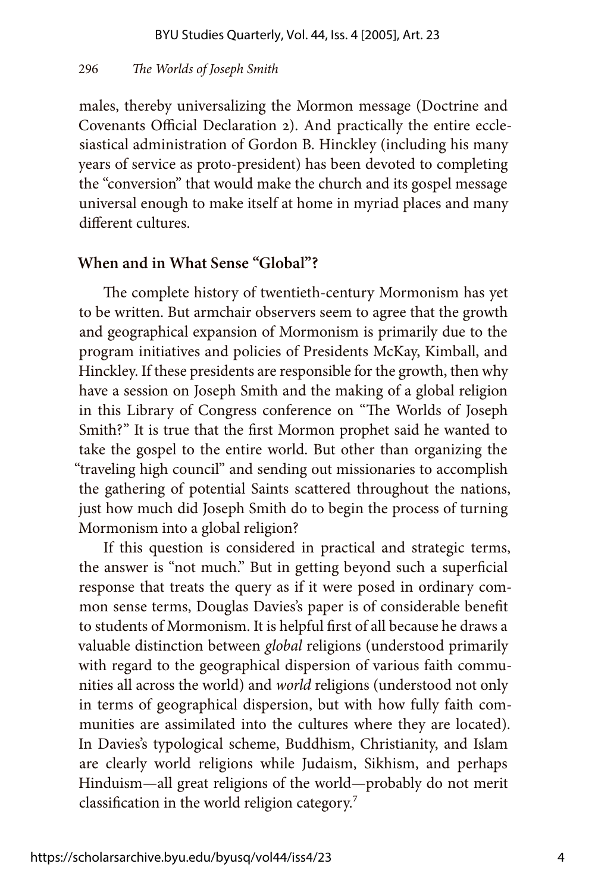males, thereby universalizing the Mormon message (Doctrine and Covenants Official Declaration 2). And practically the entire ecclesiastical administration of Gordon B. Hinckley (including his many years of service as proto-president) has been devoted to completing the "conversion" that would make the church and its gospel message universal enough to make itself at home in myriad places and many different cultures.

### When and in What Sense "Global"?

The complete history of twentieth-century Mormonism has yet to be written. But armchair observers seem to agree that the growth and geographical expansion of Mormonism is primarily due to the program initiatives and policies of Presidents McKay, Kimball, and Hinckley. If these presidents are responsible for the growth, then why have a session on Joseph Smith and the making of a global religion in this Library of Congress conference on "The Worlds of Joseph Smith?" It is true that the first Mormon prophet said he wanted to take the gospel to the entire world. But other than organizing the "traveling high council" and sending out missionaries to accomplish the gathering of potential Saints scattered throughout the nations, just how much did Joseph Smith do to begin the process of turning Mormonism into a global religion?

If this question is considered in practical and strategic terms, the answer is "not much." But in getting beyond such a superficial response that treats the query as if it were posed in ordinary common sense terms, Douglas Davies's paper is of considerable benefit to students of Mormonism. It is helpful first of all because he draws a valuable distinction between *global* religions (understood primarily with regard to the geographical dispersion of various faith communities all across the world) and *world* religions (understood not only in terms of geographical dispersion, but with how fully faith communities are assimilated into the cultures where they are located). In Davies's typological scheme, Buddhism, Christianity, and Islam are clearly world religions while Judaism, Sikhism, and perhaps Hinduism—all great religions of the world—probably do not merit classification in the world religion category.[7]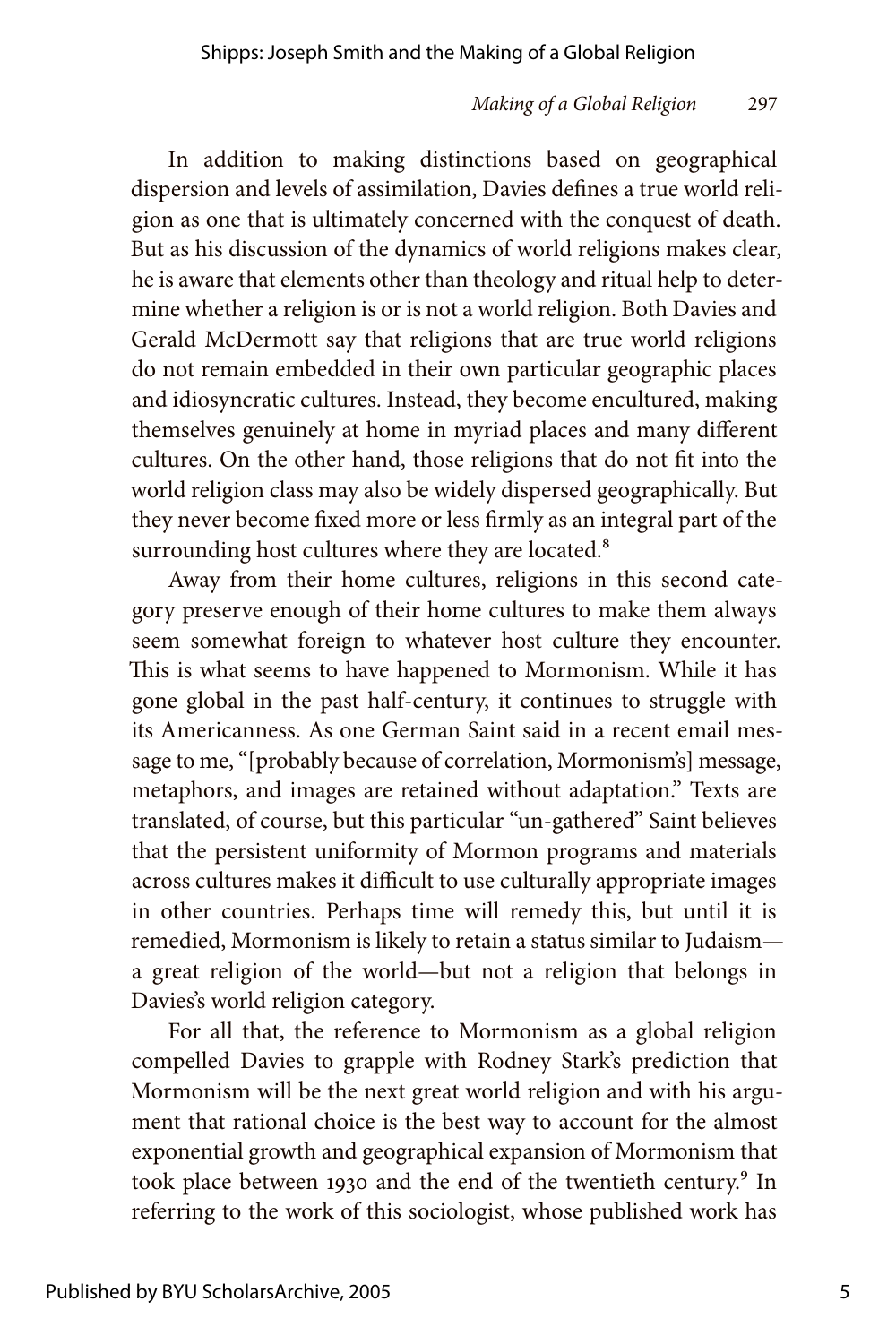In addition to making distinctions based on geographical dispersion and levels of assimilation, Davies defines a true world religion as one that is ultimately concerned with the conquest of death. But as his discussion of the dynamics of world religions makes clear, he is aware that elements other than theology and ritual help to determine whether a religion is or is not a world religion. Both Davies and Gerald McDermott say that religions that are true world religions do not remain embedded in their own particular geographic places and idiosyncratic cultures. Instead, they become encultured, making themselves genuinely at home in myriad places and many different cultures. On the other hand, those religions that do not fit into the world religion class may also be widely dispersed geographically. But they never become fixed more or less firmly as an integral part of the surrounding host cultures where they are located.[8]

Away from their home cultures, religions in this second category preserve enough of their home cultures to make them always seem somewhat foreign to whatever host culture they encounter. This is what seems to have happened to Mormonism. While it has gone global in the past half-century, it continues to struggle with its Americanness. As one German Saint said in a recent email message to me, "[probably because of correlation, Mormonism's] message, metaphors, and images are retained without adaptation." Texts are translated, of course, but this particular "un-gathered" Saint believes that the persistent uniformity of Mormon programs and materials across cultures makes it difficult to use culturally appropriate images in other countries. Perhaps time will remedy this, but until it is remedied, Mormonism is likely to retain a status similar to Judaism—a great religion of the world—but not a religion that belongs in Davies's world religion category.

For all that, the reference to Mormonism as a global religion compelled Davies to grapple with Rodney Stark's prediction that Mormonism will be the next great world religion and with his argument that rational choice is the best way to account for the almost exponential growth and geographical expansion of Mormonism that took place between 1930 and the end of the twentieth century.[9] In referring to the work of this sociologist, whose published work has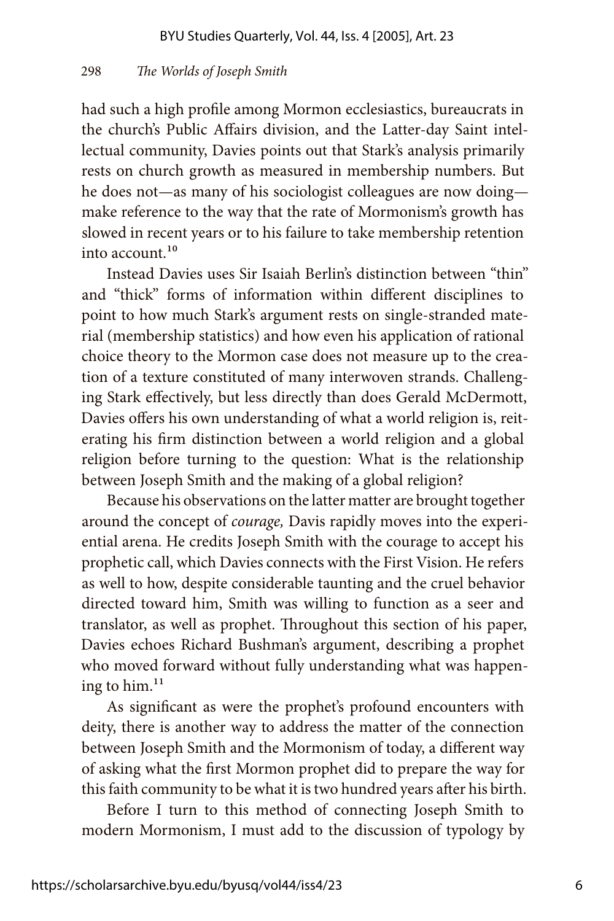had such a high profile among Mormon ecclesiastics, bureaucrats in the church's Public Affairs division, and the Latter-day Saint intellectual community, Davies points out that Stark's analysis primarily rests on church growth as measured in membership numbers. But he does not—as many of his sociologist colleagues are now doing—make reference to the way that the rate of Mormonism's growth has slowed in recent years or to his failure to take membership retention into account.[10]

Instead Davies uses Sir Isaiah Berlin's distinction between "thin" and "thick" forms of information within different disciplines to point to how much Stark's argument rests on single-stranded material (membership statistics) and how even his application of rational choice theory to the Mormon case does not measure up to the creation of a texture constituted of many interwoven strands. Challenging Stark effectively, but less directly than does Gerald McDermott, Davies offers his own understanding of what a world religion is, reiterating his firm distinction between a world religion and a global religion before turning to the question: What is the relationship between Joseph Smith and the making of a global religion?

Because his observations on the latter matter are brought together around the concept of *courage,* Davis rapidly moves into the experiential arena. He credits Joseph Smith with the courage to accept his prophetic call, which Davies connects with the First Vision. He refers as well to how, despite considerable taunting and the cruel behavior directed toward him, Smith was willing to function as a seer and translator, as well as prophet. Throughout this section of his paper, Davies echoes Richard Bushman's argument, describing a prophet who moved forward without fully understanding what was happening to him.[11]

As significant as were the prophet's profound encounters with deity, there is another way to address the matter of the connection between Joseph Smith and the Mormonism of today, a different way of asking what the first Mormon prophet did to prepare the way for this faith community to be what it is two hundred years after his birth.

Before I turn to this method of connecting Joseph Smith to modern Mormonism, I must add to the discussion of typology by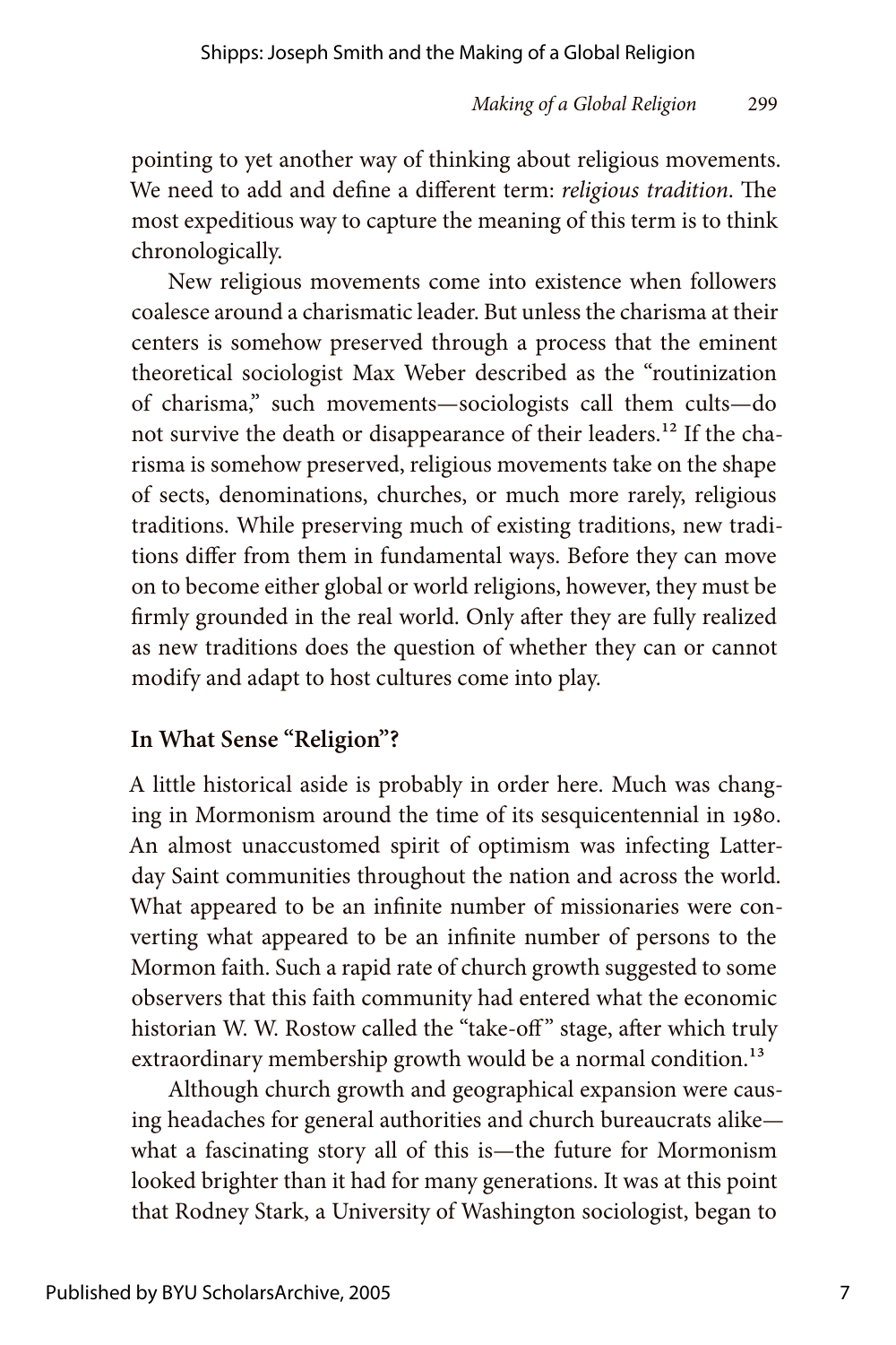pointing to yet another way of thinking about religious movements. We need to add and define a different term: *religious tradition*. The most expeditious way to capture the meaning of this term is to think chronologically.

New religious movements come into existence when followers coalesce around a charismatic leader. But unless the charisma at their centers is somehow preserved through a process that the eminent theoretical sociologist Max Weber described as the "routinization of charisma," such movements—sociologists call them cults—do not survive the death or disappearance of their leaders.[12] If the charisma is somehow preserved, religious movements take on the shape of sects, denominations, churches, or much more rarely, religious traditions. While preserving much of existing traditions, new traditions differ from them in fundamental ways. Before they can move on to become either global or world religions, however, they must be firmly grounded in the real world. Only after they are fully realized as new traditions does the question of whether they can or cannot modify and adapt to host cultures come into play.

## In What Sense "Religion"?

A little historical aside is probably in order here. Much was changing in Mormonism around the time of its sesquicentennial in 1980. An almost unaccustomed spirit of optimism was infecting Latter-day Saint communities throughout the nation and across the world. What appeared to be an infinite number of missionaries were converting what appeared to be an infinite number of persons to the Mormon faith. Such a rapid rate of church growth suggested to some observers that this faith community had entered what the economic historian W. W. Rostow called the "take-off" stage, after which truly extraordinary membership growth would be a normal condition.[13]

Although church growth and geographical expansion were causing headaches for general authorities and church bureaucrats alike—what a fascinating story all of this is—the future for Mormonism looked brighter than it had for many generations. It was at this point that Rodney Stark, a University of Washington sociologist, began to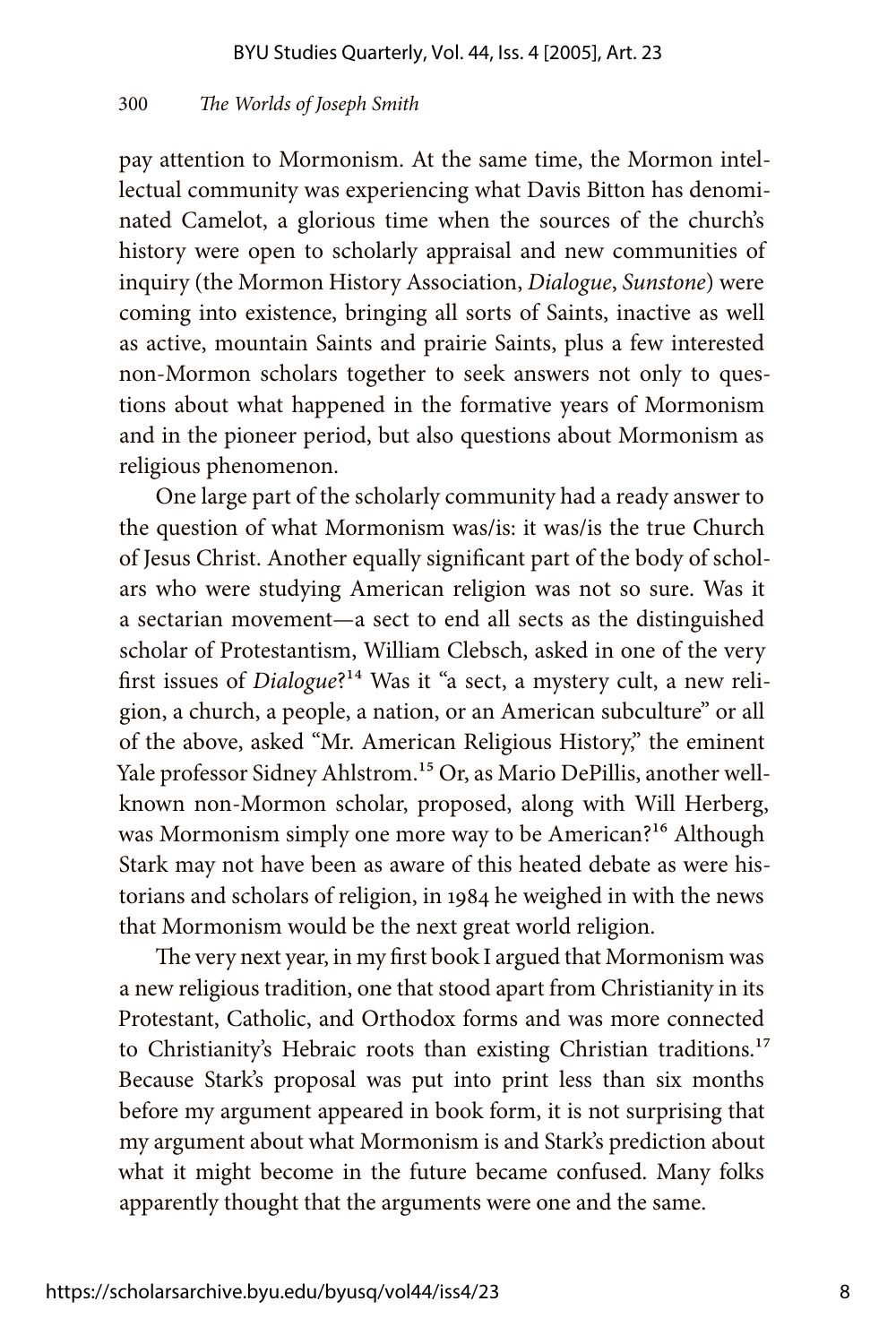pay attention to Mormonism. At the same time, the Mormon intellectual community was experiencing what Davis Bitton has denominated Camelot, a glorious time when the sources of the church's history were open to scholarly appraisal and new communities of inquiry (the Mormon History Association, *Dialogue*, *Sunstone*) were coming into existence, bringing all sorts of Saints, inactive as well as active, mountain Saints and prairie Saints, plus a few interested non-Mormon scholars together to seek answers not only to questions about what happened in the formative years of Mormonism and in the pioneer period, but also questions about Mormonism as religious phenomenon.

One large part of the scholarly community had a ready answer to the question of what Mormonism was/is: it was/is the true Church of Jesus Christ. Another equally significant part of the body of scholars who were studying American religion was not so sure. Was it a sectarian movement—a sect to end all sects as the distinguished scholar of Protestantism, William Clebsch, asked in one of the very first issues of *Dialogue*?[14] Was it "a sect, a mystery cult, a new religion, a church, a people, a nation, or an American subculture" or all of the above, asked "Mr. American Religious History," the eminent Yale professor Sidney Ahlstrom.[15] Or, as Mario DePillis, another well-known non-Mormon scholar, proposed, along with Will Herberg, was Mormonism simply one more way to be American?[16] Although Stark may not have been as aware of this heated debate as were historians and scholars of religion, in 1984 he weighed in with the news that Mormonism would be the next great world religion.

The very next year, in my first book I argued that Mormonism was a new religious tradition, one that stood apart from Christianity in its Protestant, Catholic, and Orthodox forms and was more connected to Christianity's Hebraic roots than existing Christian traditions.[17] Because Stark's proposal was put into print less than six months before my argument appeared in book form, it is not surprising that my argument about what Mormonism is and Stark's prediction about what it might become in the future became confused. Many folks apparently thought that the arguments were one and the same.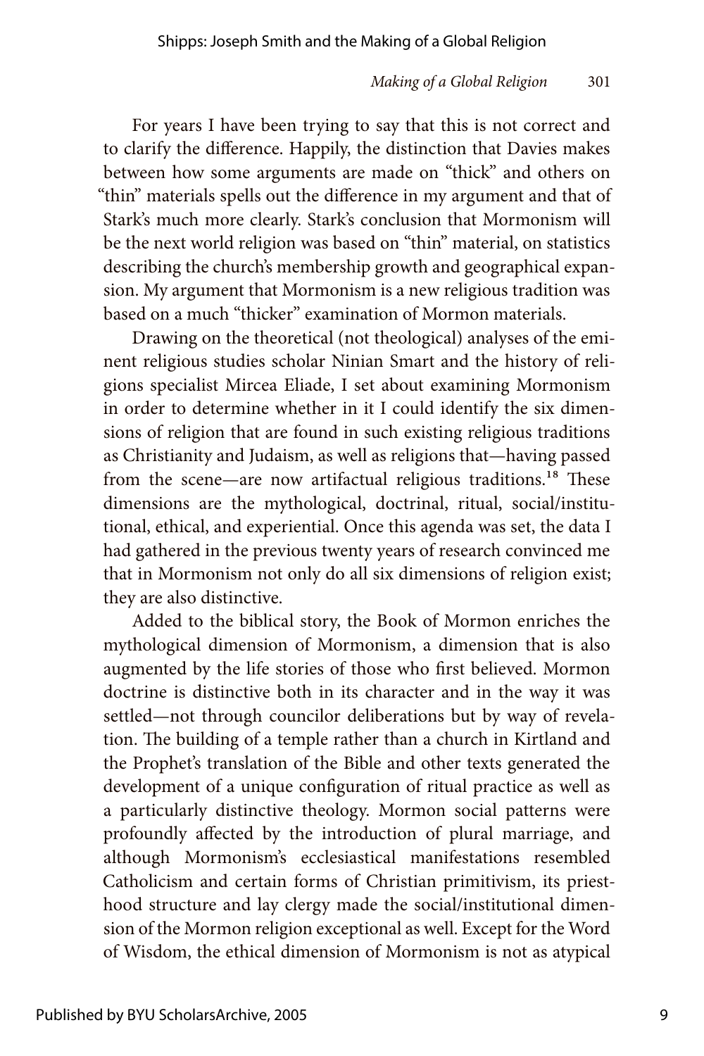For years I have been trying to say that this is not correct and to clarify the difference. Happily, the distinction that Davies makes between how some arguments are made on "thick" and others on "thin" materials spells out the difference in my argument and that of Stark's much more clearly. Stark's conclusion that Mormonism will be the next world religion was based on "thin" material, on statistics describing the church's membership growth and geographical expansion. My argument that Mormonism is a new religious tradition was based on a much "thicker" examination of Mormon materials.

Drawing on the theoretical (not theological) analyses of the eminent religious studies scholar Ninian Smart and the history of religions specialist Mircea Eliade, I set about examining Mormonism in order to determine whether in it I could identify the six dimensions of religion that are found in such existing religious traditions as Christianity and Judaism, as well as religions that—having passed from the scene—are now artifactual religious traditions.[18] These dimensions are the mythological, doctrinal, ritual, social/institutional, ethical, and experiential. Once this agenda was set, the data I had gathered in the previous twenty years of research convinced me that in Mormonism not only do all six dimensions of religion exist; they are also distinctive.

Added to the biblical story, the Book of Mormon enriches the mythological dimension of Mormonism, a dimension that is also augmented by the life stories of those who first believed. Mormon doctrine is distinctive both in its character and in the way it was settled—not through councilor deliberations but by way of revelation. The building of a temple rather than a church in Kirtland and the Prophet's translation of the Bible and other texts generated the development of a unique configuration of ritual practice as well as a particularly distinctive theology. Mormon social patterns were profoundly affected by the introduction of plural marriage, and although Mormonism's ecclesiastical manifestations resembled Catholicism and certain forms of Christian primitivism, its priesthood structure and lay clergy made the social/institutional dimension of the Mormon religion exceptional as well. Except for the Word of Wisdom, the ethical dimension of Mormonism is not as atypical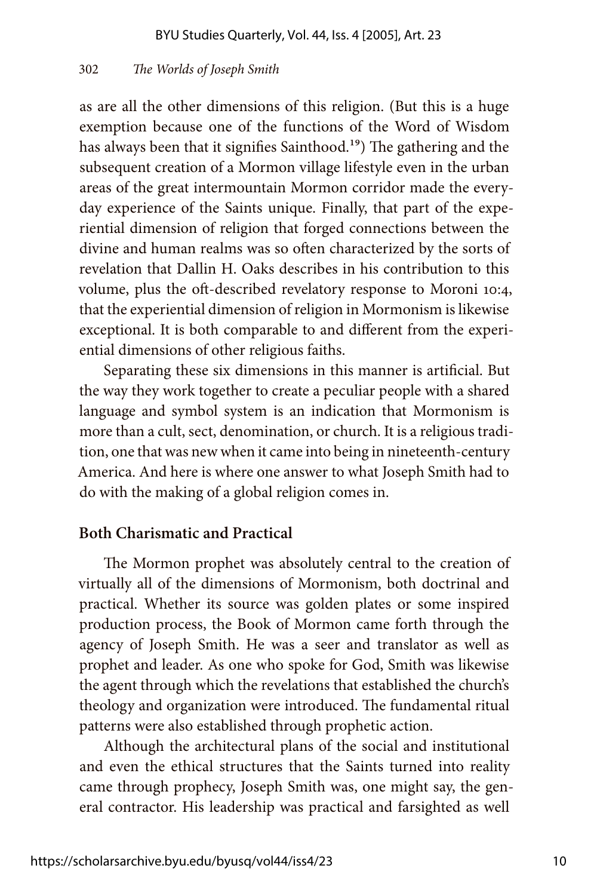as are all the other dimensions of this religion. (But this is a huge exemption because one of the functions of the Word of Wisdom has always been that it signifies Sainthood.[19]) The gathering and the subsequent creation of a Mormon village lifestyle even in the urban areas of the great intermountain Mormon corridor made the everyday experience of the Saints unique. Finally, that part of the experiential dimension of religion that forged connections between the divine and human realms was so often characterized by the sorts of revelation that Dallin H. Oaks describes in his contribution to this volume, plus the oft-described revelatory response to Moroni 10:4, that the experiential dimension of religion in Mormonism is likewise exceptional. It is both comparable to and different from the experiential dimensions of other religious faiths.

Separating these six dimensions in this manner is artificial. But the way they work together to create a peculiar people with a shared language and symbol system is an indication that Mormonism is more than a cult, sect, denomination, or church. It is a religious tradition, one that was new when it came into being in nineteenth-century America. And here is where one answer to what Joseph Smith had to do with the making of a global religion comes in.

## Both Charismatic and Practical

The Mormon prophet was absolutely central to the creation of virtually all of the dimensions of Mormonism, both doctrinal and practical. Whether its source was golden plates or some inspired production process, the Book of Mormon came forth through the agency of Joseph Smith. He was a seer and translator as well as prophet and leader. As one who spoke for God, Smith was likewise the agent through which the revelations that established the church's theology and organization were introduced. The fundamental ritual patterns were also established through prophetic action.

Although the architectural plans of the social and institutional and even the ethical structures that the Saints turned into reality came through prophecy, Joseph Smith was, one might say, the general contractor. His leadership was practical and farsighted as well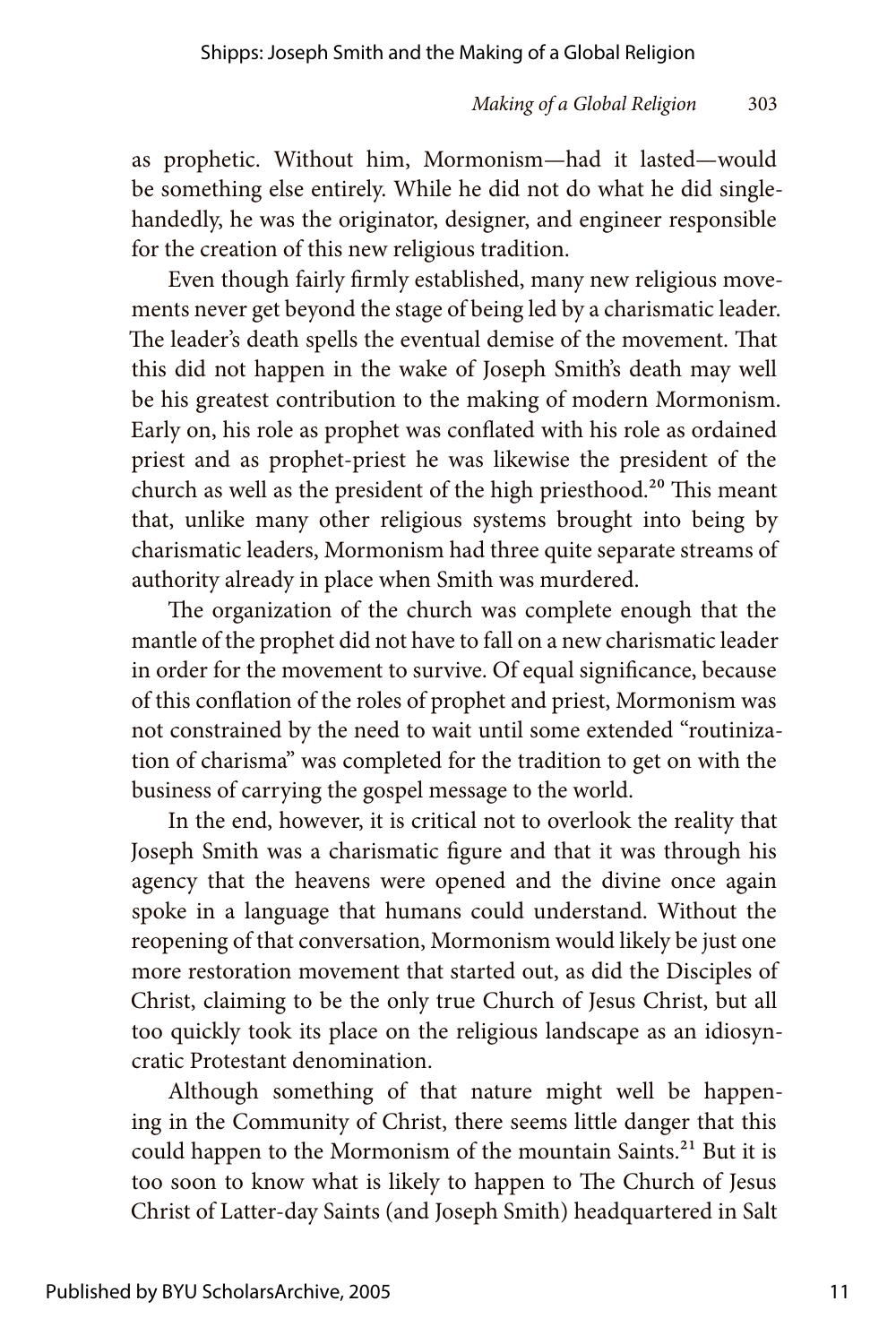as prophetic. Without him, Mormonism—had it lasted—would be something else entirely. While he did not do what he did single-handedly, he was the originator, designer, and engineer responsible for the creation of this new religious tradition.

Even though fairly firmly established, many new religious movements never get beyond the stage of being led by a charismatic leader. The leader's death spells the eventual demise of the movement. That this did not happen in the wake of Joseph Smith's death may well be his greatest contribution to the making of modern Mormonism. Early on, his role as prophet was conflated with his role as ordained priest and as prophet-priest he was likewise the president of the church as well as the president of the high priesthood.[20] This meant that, unlike many other religious systems brought into being by charismatic leaders, Mormonism had three quite separate streams of authority already in place when Smith was murdered.

The organization of the church was complete enough that the mantle of the prophet did not have to fall on a new charismatic leader in order for the movement to survive. Of equal significance, because of this conflation of the roles of prophet and priest, Mormonism was not constrained by the need to wait until some extended "routinization of charisma" was completed for the tradition to get on with the business of carrying the gospel message to the world.

In the end, however, it is critical not to overlook the reality that Joseph Smith was a charismatic figure and that it was through his agency that the heavens were opened and the divine once again spoke in a language that humans could understand. Without the reopening of that conversation, Mormonism would likely be just one more restoration movement that started out, as did the Disciples of Christ, claiming to be the only true Church of Jesus Christ, but all too quickly took its place on the religious landscape as an idiosyncratic Protestant denomination.

Although something of that nature might well be happening in the Community of Christ, there seems little danger that this could happen to the Mormonism of the mountain Saints.[21] But it is too soon to know what is likely to happen to The Church of Jesus Christ of Latter-day Saints (and Joseph Smith) headquartered in Salt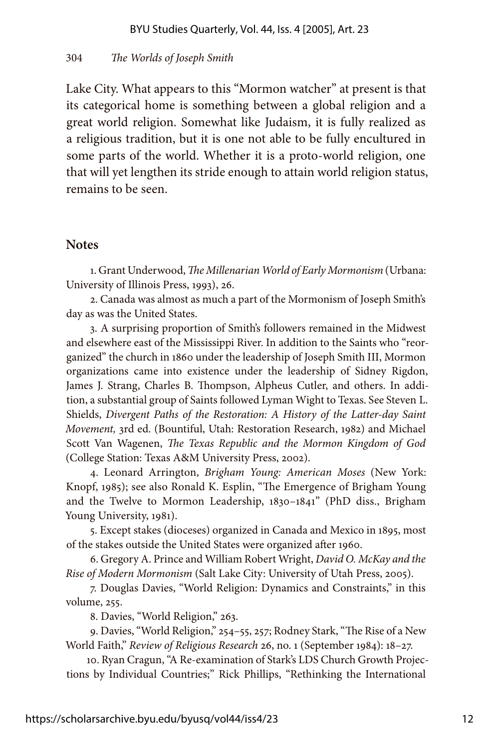Lake City. What appears to this "Mormon watcher" at present is that its categorical home is something between a global religion and a great world religion. Somewhat like Judaism, it is fully realized as a religious tradition, but it is one not able to be fully encultured in some parts of the world. Whether it is a proto-world religion, one that will yet lengthen its stride enough to attain world religion status, remains to be seen.

## Notes

1. Grant Underwood, *The Millenarian World of Early Mormonism* (Urbana: University of Illinois Press, 1993), 26.

2. Canada was almost as much a part of the Mormonism of Joseph Smith's day as was the United States.

3. A surprising proportion of Smith's followers remained in the Midwest and elsewhere east of the Mississippi River. In addition to the Saints who "reorganized" the church in 1860 under the leadership of Joseph Smith III, Mormon organizations came into existence under the leadership of Sidney Rigdon, James J. Strang, Charles B. Thompson, Alpheus Cutler, and others. In addition, a substantial group of Saints followed Lyman Wight to Texas. See Steven L. Shields, *Divergent Paths of the Restoration: A History of the Latter-day Saint Movement,* 3rd ed. (Bountiful, Utah: Restoration Research, 1982) and Michael Scott Van Wagenen, *The Texas Republic and the Mormon Kingdom of God* (College Station: Texas A&M University Press, 2002).

4. Leonard Arrington, *Brigham Young: American Moses* (New York: Knopf, 1985); see also Ronald K. Esplin, "The Emergence of Brigham Young and the Twelve to Mormon Leadership, 1830–1841" (PhD diss., Brigham Young University, 1981).

5. Except stakes (dioceses) organized in Canada and Mexico in 1895, most of the stakes outside the United States were organized after 1960.

6. Gregory A. Prince and William Robert Wright, *David O. McKay and the Rise of Modern Mormonism* (Salt Lake City: University of Utah Press, 2005).

7. Douglas Davies, "World Religion: Dynamics and Constraints," in this volume, 255.

8. Davies, "World Religion," 263.

9. Davies, "World Religion," 254–55, 257; Rodney Stark, "The Rise of a New World Faith," *Review of Religious Research* 26, no. 1 (September 1984): 18–27.

10. Ryan Cragun, "A Re-examination of Stark's LDS Church Growth Projections by Individual Countries;" Rick Phillips, "Rethinking the International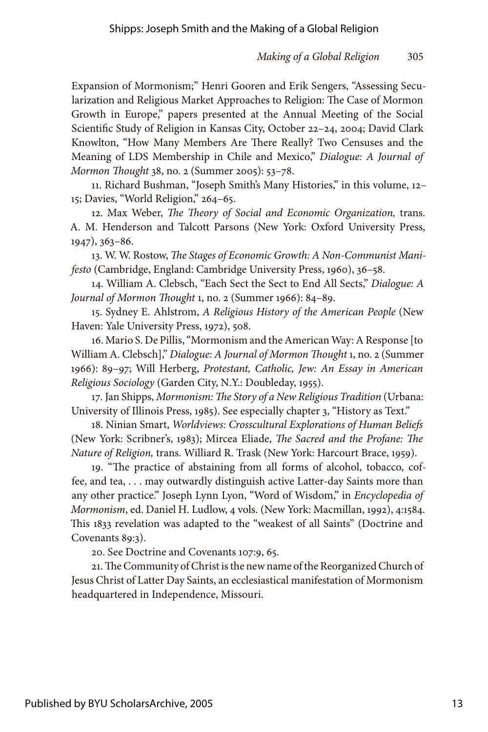Expansion of Mormonism;" Henri Gooren and Erik Sengers, "Assessing Secularization and Religious Market Approaches to Religion: The Case of Mormon Growth in Europe," papers presented at the Annual Meeting of the Social Scientific Study of Religion in Kansas City, October 22–24, 2004; David Clark Knowlton, "How Many Members Are There Really? Two Censuses and the Meaning of LDS Membership in Chile and Mexico," *Dialogue: A Journal of Mormon Thought* 38, no. 2 (Summer 2005): 53–78.

11. Richard Bushman, "Joseph Smith's Many Histories," in this volume, 12–15; Davies, "World Religion," 264–65.

12. Max Weber, *The Theory of Social and Economic Organization,* trans. A. M. Henderson and Talcott Parsons (New York: Oxford University Press, 1947), 363–86.

13. W. W. Rostow, *The Stages of Economic Growth: A Non-Communist Manifesto* (Cambridge, England: Cambridge University Press, 1960), 36–58.

14. William A. Clebsch, "Each Sect the Sect to End All Sects," *Dialogue: A Journal of Mormon Thought* 1, no. 2 (Summer 1966): 84–89.

15. Sydney E. Ahlstrom, *A Religious History of the American People* (New Haven: Yale University Press, 1972), 508.

16. Mario S. De Pillis, "Mormonism and the American Way: A Response [to William A. Clebsch]," *Dialogue: A Journal of Mormon Thought* 1, no. 2 (Summer 1966): 89–97; Will Herberg, *Protestant, Catholic, Jew: An Essay in American Religious Sociology* (Garden City, N.Y.: Doubleday, 1955).

17. Jan Shipps, *Mormonism: The Story of a New Religious Tradition* (Urbana: University of Illinois Press, 1985). See especially chapter 3, "History as Text."

18. Ninian Smart, *Worldviews: Crosscultural Explorations of Human Beliefs* (New York: Scribner's, 1983); Mircea Eliade, *The Sacred and the Profane: The Nature of Religion,* trans. Williard R. Trask (New York: Harcourt Brace, 1959).

19. "The practice of abstaining from all forms of alcohol, tobacco, coffee, and tea, . . . may outwardly distinguish active Latter-day Saints more than any other practice." Joseph Lynn Lyon, "Word of Wisdom," in *Encyclopedia of Mormonism*, ed. Daniel H. Ludlow, 4 vols. (New York: Macmillan, 1992), 4:1584. This 1833 revelation was adapted to the "weakest of all Saints" (Doctrine and Covenants 89:3).

20. See Doctrine and Covenants 107:9, 65.

21. The Community of Christ is the new name of the Reorganized Church of Jesus Christ of Latter Day Saints, an ecclesiastical manifestation of Mormonism headquartered in Independence, Missouri.